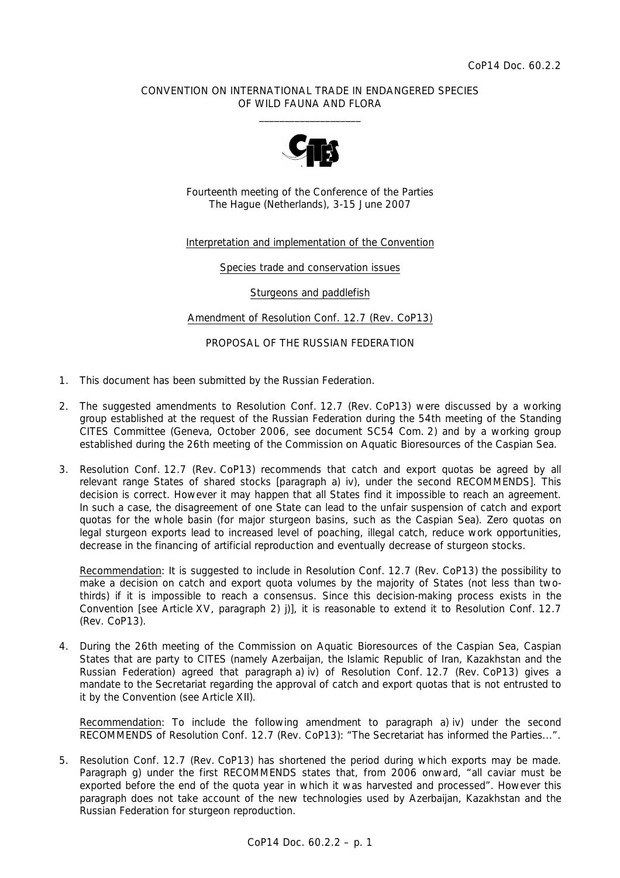CoP14 Doc. 60.2.2

CONVENTION ON INTERNATIONAL TRADE IN ENDANGERED SPECIES
OF WILD FAUNA AND FLORA

\_\_\_\_\_\_\_\_\_\_\_\_\_\_\_\_\_\_\_\_

Fourteenth meeting of the Conference of the Parties
The Hague (Netherlands), 3-15 June 2007

Interpretation and implementation of the Convention

Species trade and conservation issues

Sturgeons and paddlefish

Amendment of Resolution Conf. 12.7 (Rev. CoP13)

PROPOSAL OF THE RUSSIAN FEDERATION

1. This document has been submitted by the Russian Federation.

2. The suggested amendments to Resolution Conf. 12.7 (Rev. CoP13) were discussed by a working group established at the request of the Russian Federation during the 54th meeting of the Standing CITES Committee (Geneva, October 2006, see document SC54 Com. 2) and by a working group established during the 26th meeting of the Commission on Aquatic Bioresources of the Caspian Sea.

3. Resolution Conf. 12.7 (Rev. CoP13) recommends that catch and export quotas be agreed by all relevant range States of shared stocks [paragraph a) iv), under the second RECOMMENDS]. This decision is correct. However it may happen that all States find it impossible to reach an agreement. In such a case, the disagreement of one State can lead to the unfair suspension of catch and export quotas for the whole basin (for major sturgeon basins, such as the Caspian Sea). Zero quotas on legal sturgeon exports lead to increased level of poaching, illegal catch, reduce work opportunities, decrease in the financing of artificial reproduction and eventually decrease of sturgeon stocks.

   Recommendation: It is suggested to include in Resolution Conf. 12.7 (Rev. CoP13) the possibility to make a decision on catch and export quota volumes by the majority of States (not less than two-thirds) if it is impossible to reach a consensus. Since this decision-making process exists in the Convention [see Article XV, paragraph 2) j)], it is reasonable to extend it to Resolution Conf. 12.7 (Rev. CoP13).

4. During the 26th meeting of the Commission on Aquatic Bioresources of the Caspian Sea, Caspian States that are party to CITES (namely Azerbaijan, the Islamic Republic of Iran, Kazakhstan and the Russian Federation) agreed that paragraph a) iv) of Resolution Conf. 12.7 (Rev. CoP13) gives a mandate to the Secretariat regarding the approval of catch and export quotas that is not entrusted to it by the Convention (see Article XII).

   Recommendation: To include the following amendment to paragraph a) iv) under the second RECOMMENDS of Resolution Conf. 12.7 (Rev. CoP13): "The Secretariat has informed the Parties...".

5. Resolution Conf. 12.7 (Rev. CoP13) has shortened the period during which exports may be made. Paragraph g) under the first RECOMMENDS states that, from 2006 onward, "all caviar must be exported before the end of the quota year in which it was harvested and processed". However this paragraph does not take account of the new technologies used by Azerbaijan, Kazakhstan and the Russian Federation for sturgeon reproduction.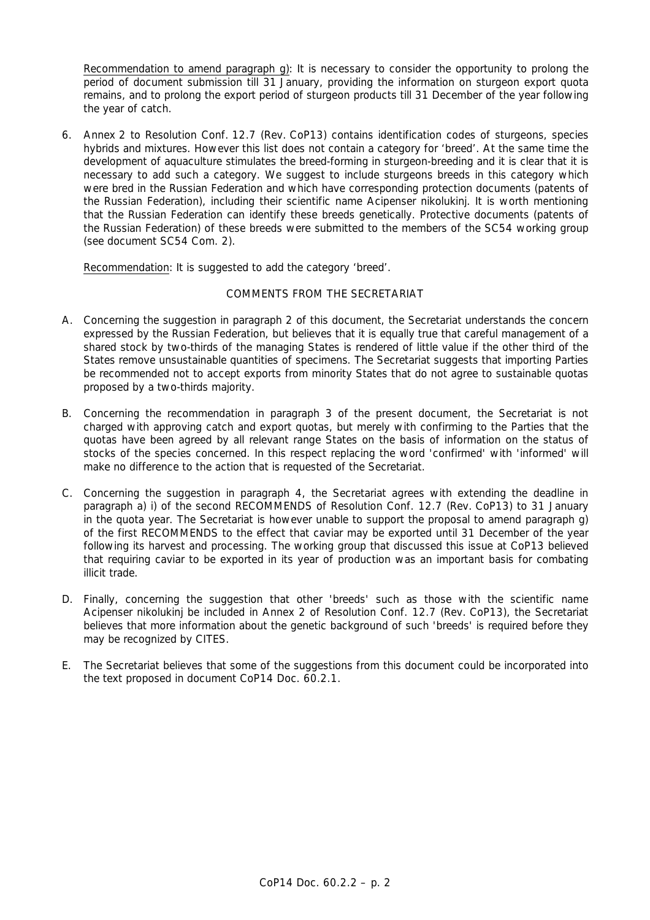Recommendation to amend paragraph g): It is necessary to consider the opportunity to prolong the period of document submission till 31 January, providing the information on sturgeon export quota remains, and to prolong the export period of sturgeon products till 31 December of the year following the year of catch.

6. Annex 2 to Resolution Conf. 12.7 (Rev. CoP13) contains identification codes of sturgeons, species hybrids and mixtures. However this list does not contain a category for 'breed'. At the same time the development of aquaculture stimulates the breed-forming in sturgeon-breeding and it is clear that it is necessary to add such a category. We suggest to include sturgeons breeds in this category which were bred in the Russian Federation and which have corresponding protection documents (patents of the Russian Federation), including their scientific name Acipenser nikolukinj. It is worth mentioning that the Russian Federation can identify these breeds genetically. Protective documents (patents of the Russian Federation) of these breeds were submitted to the members of the SC54 working group (see document SC54 Com. 2).

   Recommendation: It is suggested to add the category 'breed'.

## COMMENTS FROM THE SECRETARIAT

A. Concerning the suggestion in paragraph 2 of this document, the Secretariat understands the concern expressed by the Russian Federation, but believes that it is equally true that careful management of a shared stock by two-thirds of the managing States is rendered of little value if the other third of the States remove unsustainable quantities of specimens. The Secretariat suggests that importing Parties be recommended not to accept exports from minority States that do not agree to sustainable quotas proposed by a two-thirds majority.

B. Concerning the recommendation in paragraph 3 of the present document, the Secretariat is not charged with approving catch and export quotas, but merely with confirming to the Parties that the quotas have been agreed by all relevant range States on the basis of information on the status of stocks of the species concerned. In this respect replacing the word 'confirmed' with 'informed' will make no difference to the action that is requested of the Secretariat.

C. Concerning the suggestion in paragraph 4, the Secretariat agrees with extending the deadline in paragraph a) i) of the second RECOMMENDS of Resolution Conf. 12.7 (Rev. CoP13) to 31 January in the quota year. The Secretariat is however unable to support the proposal to amend paragraph g) of the first RECOMMENDS to the effect that caviar may be exported until 31 December of the year following its harvest and processing. The working group that discussed this issue at CoP13 believed that requiring caviar to be exported in its year of production was an important basis for combating illicit trade.

D. Finally, concerning the suggestion that other 'breeds' such as those with the scientific name Acipenser nikolukinj be included in Annex 2 of Resolution Conf. 12.7 (Rev. CoP13), the Secretariat believes that more information about the genetic background of such 'breeds' is required before they may be recognized by CITES.

E. The Secretariat believes that some of the suggestions from this document could be incorporated into the text proposed in document CoP14 Doc. 60.2.1.